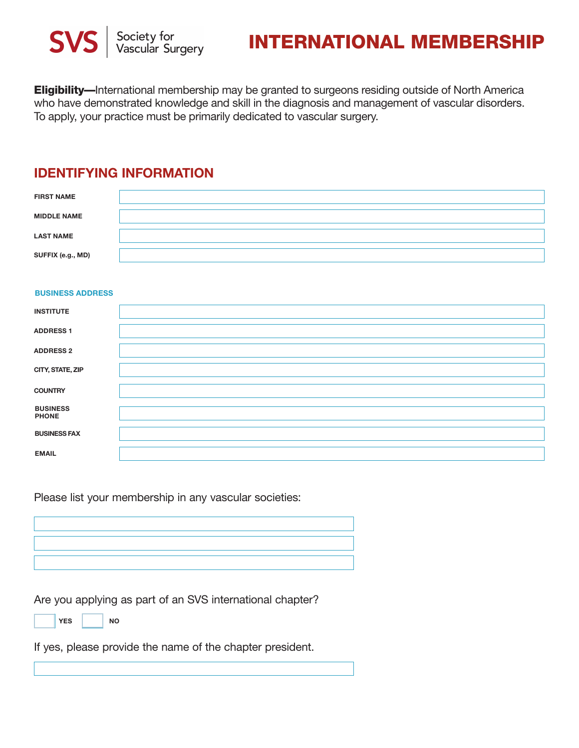SVS | Society for Vascular Surgery

# INTERNATIONAL MEMBERSHIP

**Eligibility—**International membership may be granted to surgeons residing outside of North America who have demonstrated knowledge and skill in the diagnosis and management of vascular disorders. To apply, your practice must be primarily dedicated to vascular surgery.

## IDENTIFYING INFORMATION

| | |
|---|---|
| FIRST NAME | |
| MIDDLE NAME | |
| LAST NAME | |
| SUFFIX (e.g., MD) | |

### BUSINESS ADDRESS

| | |
|---|---|
| INSTITUTE | |
| ADDRESS 1 | |
| ADDRESS 2 | |
| CITY, STATE, ZIP | |
| COUNTRY | |
| BUSINESS PHONE | |
| BUSINESS FAX | |
| EMAIL | |

Please list your membership in any vascular societies:

_______________

_______________

_______________

Are you applying as part of an SVS international chapter?

☐ YES ☐ NO

If yes, please provide the name of the chapter president.

_______________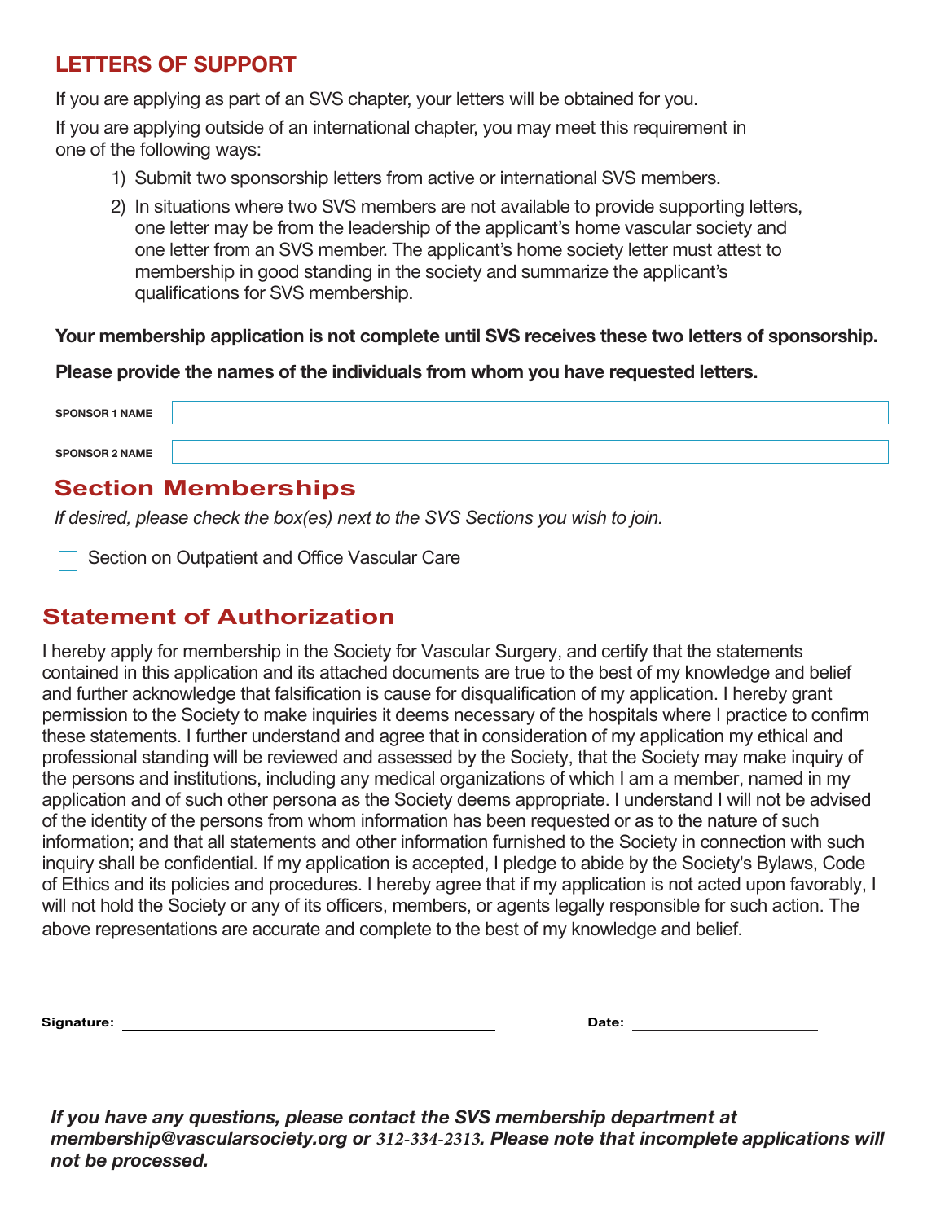## LETTERS OF SUPPORT

If you are applying as part of an SVS chapter, your letters will be obtained for you.

If you are applying outside of an international chapter, you may meet this requirement in one of the following ways:

1) Submit two sponsorship letters from active or international SVS members.
2) In situations where two SVS members are not available to provide supporting letters, one letter may be from the leadership of the applicant's home vascular society and one letter from an SVS member. The applicant's home society letter must attest to membership in good standing in the society and summarize the applicant's qualifications for SVS membership.

**Your membership application is not complete until SVS receives these two letters of sponsorship.**

**Please provide the names of the individuals from whom you have requested letters.**

SPONSOR 1 NAME

SPONSOR 2 NAME

## Section Memberships

*If desired, please check the box(es) next to the SVS Sections you wish to join.*

☐ Section on Outpatient and Office Vascular Care

## Statement of Authorization

I hereby apply for membership in the Society for Vascular Surgery, and certify that the statements contained in this application and its attached documents are true to the best of my knowledge and belief and further acknowledge that falsification is cause for disqualification of my application. I hereby grant permission to the Society to make inquiries it deems necessary of the hospitals where I practice to confirm these statements. I further understand and agree that in consideration of my application my ethical and professional standing will be reviewed and assessed by the Society, that the Society may make inquiry of the persons and institutions, including any medical organizations of which I am a member, named in my application and of such other persona as the Society deems appropriate. I understand I will not be advised of the identity of the persons from whom information has been requested or as to the nature of such information; and that all statements and other information furnished to the Society in connection with such inquiry shall be confidential. If my application is accepted, I pledge to abide by the Society's Bylaws, Code of Ethics and its policies and procedures. I hereby agree that if my application is not acted upon favorably, I will not hold the Society or any of its officers, members, or agents legally responsible for such action. The above representations are accurate and complete to the best of my knowledge and belief.

**Signature:** ______________________________ **Date:** ____________________

***If you have any questions, please contact the SVS membership department at membership@vascularsociety.org or 312-334-2313. Please note that incomplete applications will not be processed.***